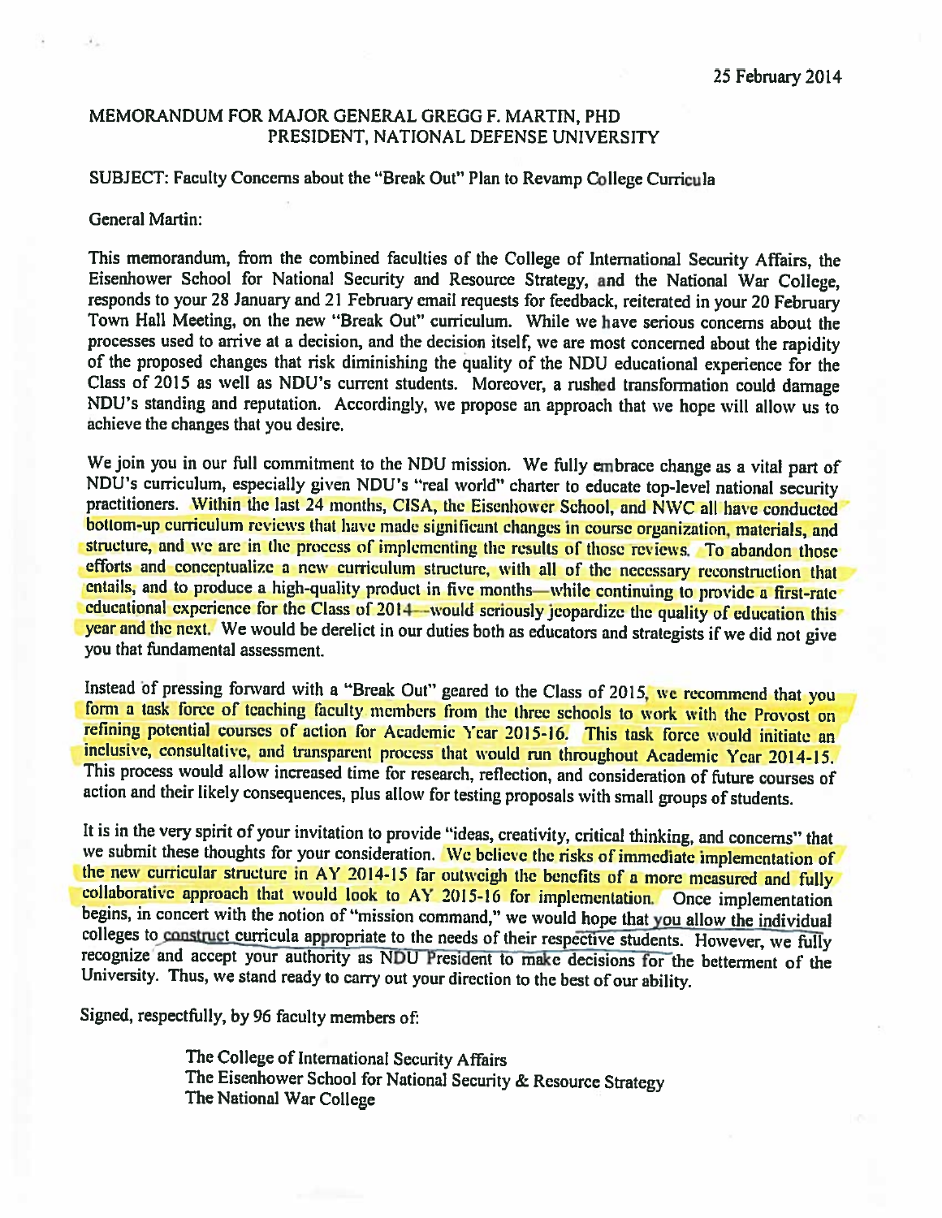25 February 2014

MEMORANDUM FOR MAJOR GENERAL GREGG F. MARTIN, PHD
PRESIDENT, NATIONAL DEFENSE UNIVERSITY

SUBJECT: Faculty Concerns about the "Break Out" Plan to Revamp College Curricula

General Martin:

This memorandum, from the combined faculties of the College of International Security Affairs, the Eisenhower School for National Security and Resource Strategy, and the National War College, responds to your 28 January and 21 February email requests for feedback, reiterated in your 20 February Town Hall Meeting, on the new "Break Out" curriculum. While we have serious concerns about the processes used to arrive at a decision, and the decision itself, we are most concerned about the rapidity of the proposed changes that risk diminishing the quality of the NDU educational experience for the Class of 2015 as well as NDU's current students. Moreover, a rushed transformation could damage NDU's standing and reputation. Accordingly, we propose an approach that we hope will allow us to achieve the changes that you desire.

We join you in our full commitment to the NDU mission. We fully embrace change as a vital part of NDU's curriculum, especially given NDU's "real world" charter to educate top-level national security practitioners. Within the last 24 months, CISA, the Eisenhower School, and NWC all have conducted bottom-up curriculum reviews that have made significant changes in course organization, materials, and structure, and we are in the process of implementing the results of those reviews. To abandon those efforts and conceptualize a new curriculum structure, with all of the necessary reconstruction that entails, and to produce a high-quality product in five months—while continuing to provide a first-rate educational experience for the Class of 2014—would seriously jeopardize the quality of education this year and the next. We would be derelict in our duties both as educators and strategists if we did not give you that fundamental assessment.

Instead of pressing forward with a "Break Out" geared to the Class of 2015, we recommend that you form a task force of teaching faculty members from the three schools to work with the Provost on refining potential courses of action for Academic Year 2015-16. This task force would initiate an inclusive, consultative, and transparent process that would run throughout Academic Year 2014-15. This process would allow increased time for research, reflection, and consideration of future courses of action and their likely consequences, plus allow for testing proposals with small groups of students.

It is in the very spirit of your invitation to provide "ideas, creativity, critical thinking, and concerns" that we submit these thoughts for your consideration. We believe the risks of immediate implementation of the new curricular structure in AY 2014-15 far outweigh the benefits of a more measured and fully collaborative approach that would look to AY 2015-16 for implementation. Once implementation begins, in concert with the notion of "mission command," we would hope that you allow the individual colleges to construct curricula appropriate to the needs of their respective students. However, we fully recognize and accept your authority as NDU President to make decisions for the betterment of the University. Thus, we stand ready to carry out your direction to the best of our ability.

Signed, respectfully, by 96 faculty members of:

The College of International Security Affairs
The Eisenhower School for National Security & Resource Strategy
The National War College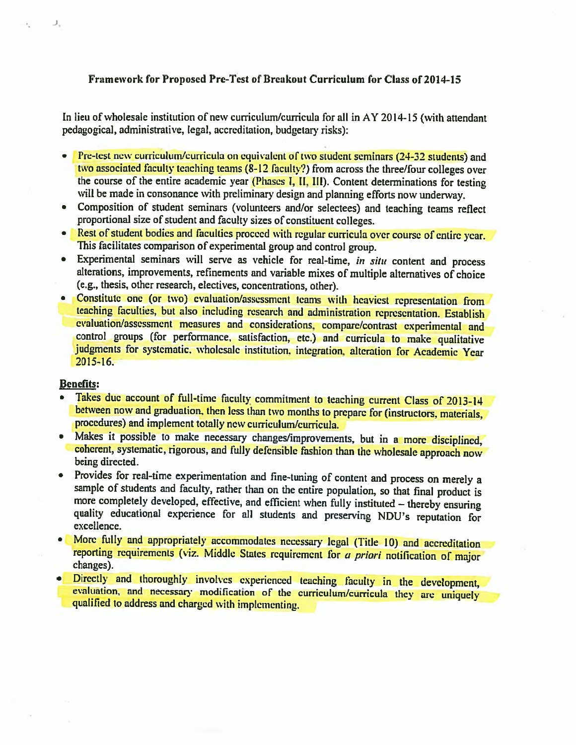## Framework for Proposed Pre-Test of Breakout Curriculum for Class of 2014-15

In lieu of wholesale institution of new curriculum/curricula for all in AY 2014-15 (with attendant pedagogical, administrative, legal, accreditation, budgetary risks):

- Pre-test new curriculum/curricula on equivalent of two student seminars (24-32 students) and two associated faculty teaching teams (8-12 faculty?) from across the three/four colleges over the course of the entire academic year (Phases I, II, III). Content determinations for testing will be made in consonance with preliminary design and planning efforts now underway.
- Composition of student seminars (volunteers and/or selectees) and teaching teams reflect proportional size of student and faculty sizes of constituent colleges.
- Rest of student bodies and faculties proceed with regular curricula over course of entire year. This facilitates comparison of experimental group and control group.
- Experimental seminars will serve as vehicle for real-time, *in situ* content and process alterations, improvements, refinements and variable mixes of multiple alternatives of choice (e.g., thesis, other research, electives, concentrations, other).
- Constitute one (or two) evaluation/assessment teams with heaviest representation from teaching faculties, but also including research and administration representation. Establish evaluation/assessment measures and considerations, compare/contrast experimental and control groups (for performance, satisfaction, etc.) and curricula to make qualitative judgments for systematic, wholesale institution, integration, alteration for Academic Year 2015-16.

**Benefits:**

- Takes due account of full-time faculty commitment to teaching current Class of 2013-14 between now and graduation, then less than two months to prepare for (instructors, materials, procedures) and implement totally new curriculum/curricula.
- Makes it possible to make necessary changes/improvements, but in a more disciplined, coherent, systematic, rigorous, and fully defensible fashion than the wholesale approach now being directed.
- Provides for real-time experimentation and fine-tuning of content and process on merely a sample of students and faculty, rather than on the entire population, so that final product is more completely developed, effective, and efficient when fully instituted – thereby ensuring quality educational experience for all students and preserving NDU's reputation for excellence.
- More fully and appropriately accommodates necessary legal (Title 10) and accreditation reporting requirements (viz. Middle States requirement for *a priori* notification of major changes).
- Directly and thoroughly involves experienced teaching faculty in the development, evaluation, and necessary modification of the curriculum/curricula they are uniquely qualified to address and charged with implementing.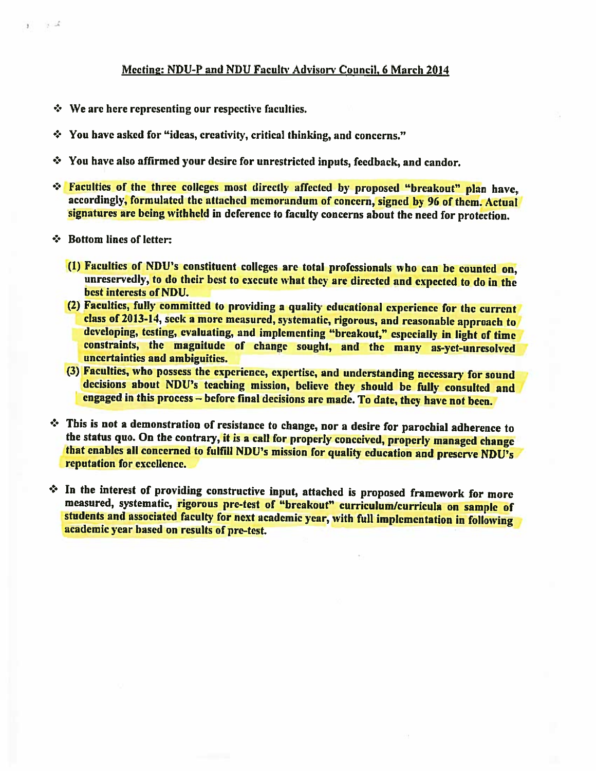## Meeting: NDU-P and NDU Faculty Advisory Council, 6 March 2014

- We are here representing our respective faculties.
- You have asked for "ideas, creativity, critical thinking, and concerns."
- You have also affirmed your desire for unrestricted inputs, feedback, and candor.
- Faculties of the three colleges most directly affected by proposed "breakout" plan have, accordingly, formulated the attached memorandum of concern, signed by 96 of them. Actual signatures are being withheld in deference to faculty concerns about the need for protection.
- Bottom lines of letter:
  - (1) Faculties of NDU's constituent colleges are total professionals who can be counted on, unreservedly, to do their best to execute what they are directed and expected to do in the best interests of NDU.
  - (2) Faculties, fully committed to providing a quality educational experience for the current class of 2013-14, seek a more measured, systematic, rigorous, and reasonable approach to developing, testing, evaluating, and implementing "breakout," especially in light of time constraints, the magnitude of change sought, and the many as-yet-unresolved uncertainties and ambiguities.
  - (3) Faculties, who possess the experience, expertise, and understanding necessary for sound decisions about NDU's teaching mission, believe they should be fully consulted and engaged in this process – before final decisions are made. To date, they have not been.
- This is not a demonstration of resistance to change, nor a desire for parochial adherence to the status quo. On the contrary, it is a call for properly conceived, properly managed change that enables all concerned to fulfill NDU's mission for quality education and preserve NDU's reputation for excellence.
- In the interest of providing constructive input, attached is proposed framework for more measured, systematic, rigorous pre-test of "breakout" curriculum/curricula on sample of students and associated faculty for next academic year, with full implementation in following academic year based on results of pre-test.